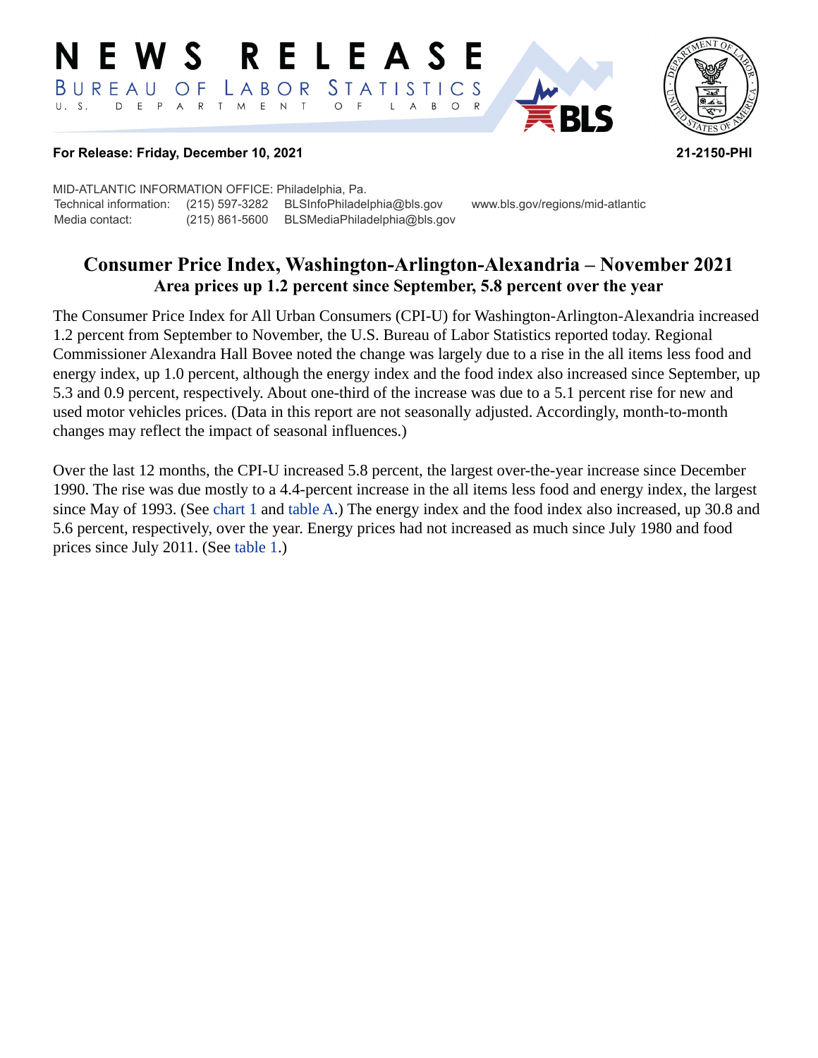# NEWS RELEASE

BUREAU OF LABOR STATISTICS

U. S. DEPARTMENT OF LABOR

**For Release: Friday, December 10, 2021** **21-2150-PHI**

MID-ATLANTIC INFORMATION OFFICE: Philadelphia, Pa.

Technical information: (215) 597-3282 BLSInfoPhiladelphia@bls.gov www.bls.gov/regions/mid-atlantic

Media contact: (215) 861-5600 BLSMediaPhiladelphia@bls.gov

## Consumer Price Index, Washington-Arlington-Alexandria – November 2021

### Area prices up 1.2 percent since September, 5.8 percent over the year

The Consumer Price Index for All Urban Consumers (CPI-U) for Washington-Arlington-Alexandria increased 1.2 percent from September to November, the U.S. Bureau of Labor Statistics reported today. Regional Commissioner Alexandra Hall Bovee noted the change was largely due to a rise in the all items less food and energy index, up 1.0 percent, although the energy index and the food index also increased since September, up 5.3 and 0.9 percent, respectively. About one-third of the increase was due to a 5.1 percent rise for new and used motor vehicles prices. (Data in this report are not seasonally adjusted. Accordingly, month-to-month changes may reflect the impact of seasonal influences.)

Over the last 12 months, the CPI-U increased 5.8 percent, the largest over-the-year increase since December 1990. The rise was due mostly to a 4.4-percent increase in the all items less food and energy index, the largest since May of 1993. (See chart 1 and table A.) The energy index and the food index also increased, up 30.8 and 5.6 percent, respectively, over the year. Energy prices had not increased as much since July 1980 and food prices since July 2011. (See table 1.)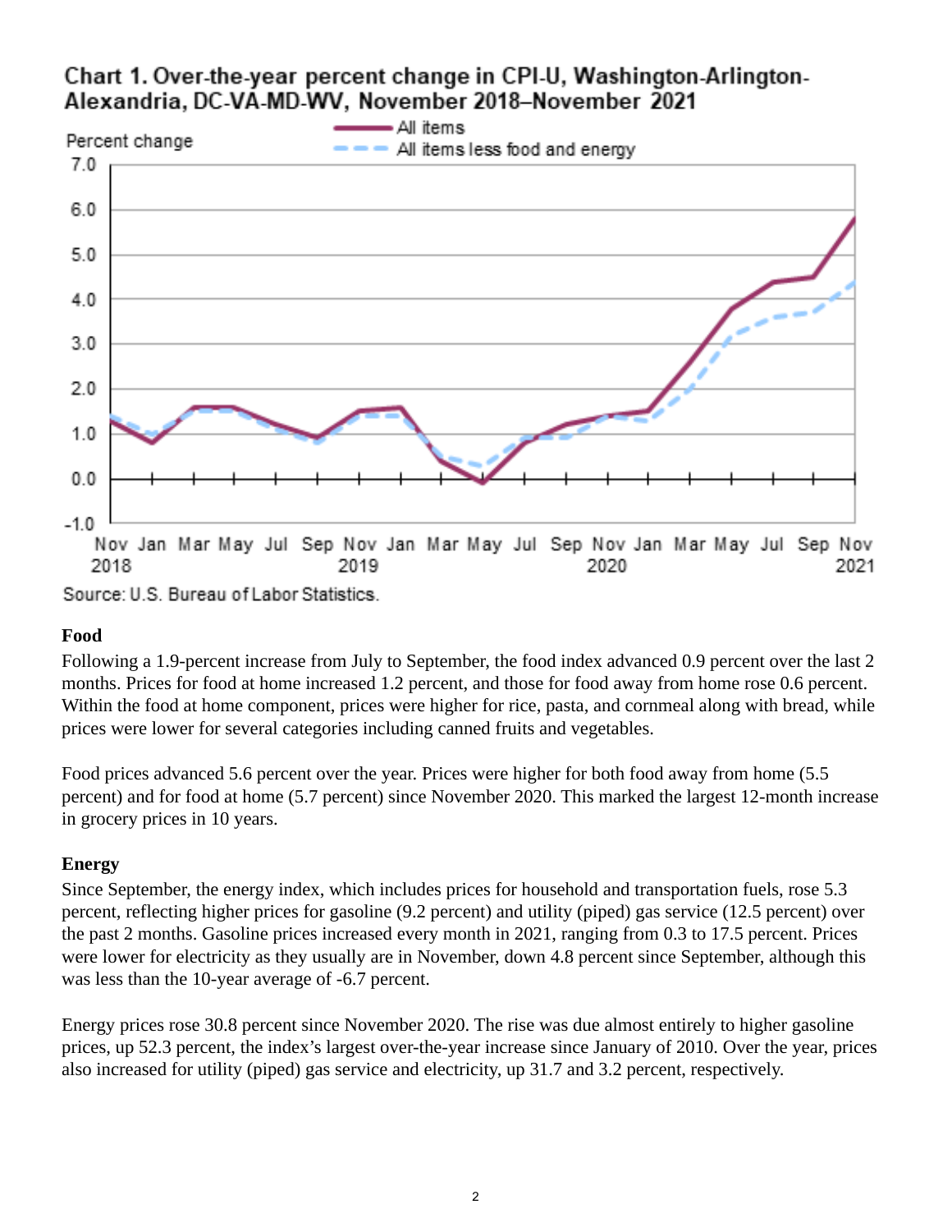**Chart 1. Over-the-year percent change in CPI-U, Washington-Arlington-Alexandria, DC-VA-MD-WV, November 2018–November 2021**

Source: U.S. Bureau of Labor Statistics.

### Food

Following a 1.9-percent increase from July to September, the food index advanced 0.9 percent over the last 2 months. Prices for food at home increased 1.2 percent, and those for food away from home rose 0.6 percent. Within the food at home component, prices were higher for rice, pasta, and cornmeal along with bread, while prices were lower for several categories including canned fruits and vegetables.

Food prices advanced 5.6 percent over the year. Prices were higher for both food away from home (5.5 percent) and for food at home (5.7 percent) since November 2020. This marked the largest 12-month increase in grocery prices in 10 years.

### Energy

Since September, the energy index, which includes prices for household and transportation fuels, rose 5.3 percent, reflecting higher prices for gasoline (9.2 percent) and utility (piped) gas service (12.5 percent) over the past 2 months. Gasoline prices increased every month in 2021, ranging from 0.3 to 17.5 percent. Prices were lower for electricity as they usually are in November, down 4.8 percent since September, although this was less than the 10-year average of -6.7 percent.

Energy prices rose 30.8 percent since November 2020. The rise was due almost entirely to higher gasoline prices, up 52.3 percent, the index's largest over-the-year increase since January of 2010. Over the year, prices also increased for utility (piped) gas service and electricity, up 31.7 and 3.2 percent, respectively.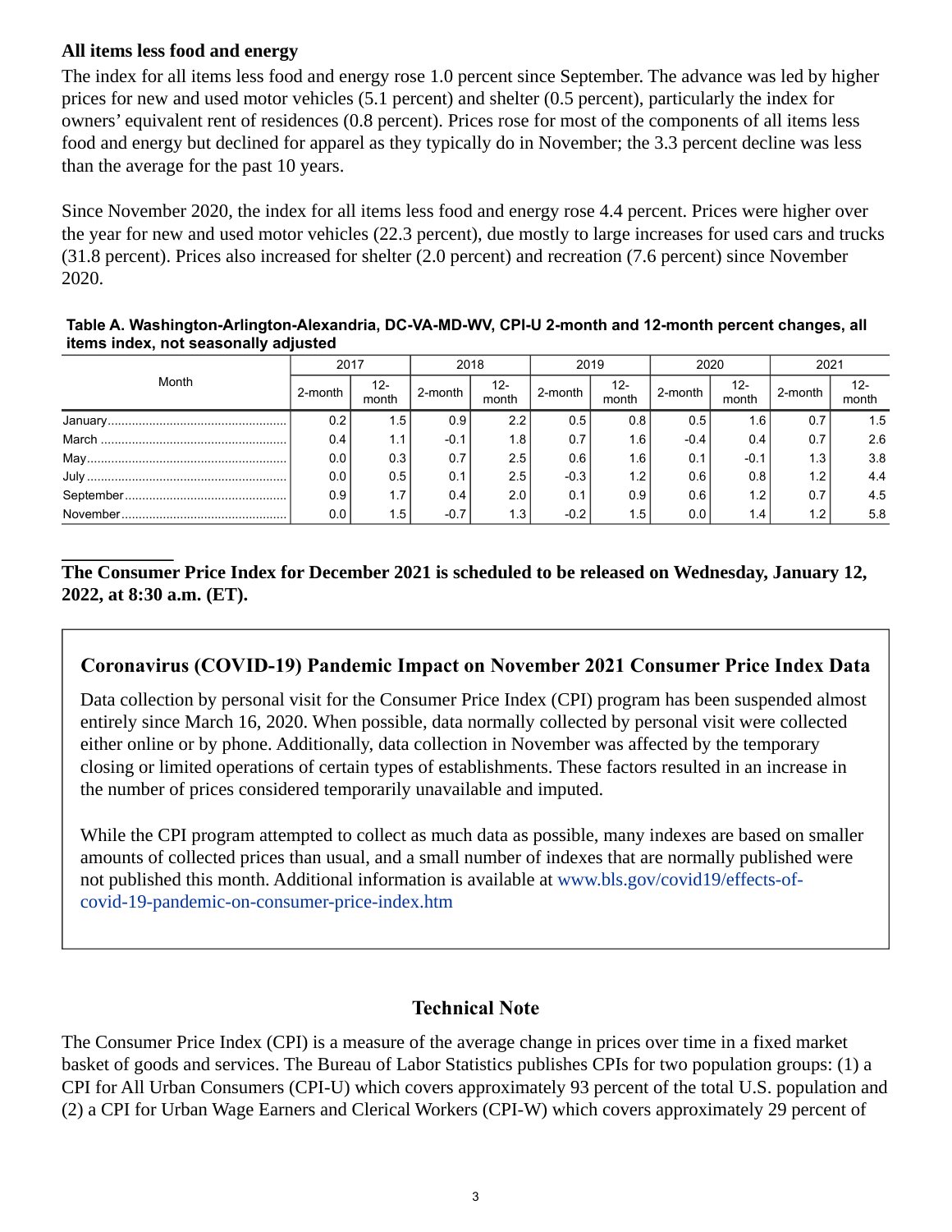### All items less food and energy

The index for all items less food and energy rose 1.0 percent since September. The advance was led by higher prices for new and used motor vehicles (5.1 percent) and shelter (0.5 percent), particularly the index for owners' equivalent rent of residences (0.8 percent). Prices rose for most of the components of all items less food and energy but declined for apparel as they typically do in November; the 3.3 percent decline was less than the average for the past 10 years.

Since November 2020, the index for all items less food and energy rose 4.4 percent. Prices were higher over the year for new and used motor vehicles (22.3 percent), due mostly to large increases for used cars and trucks (31.8 percent). Prices also increased for shelter (2.0 percent) and recreation (7.6 percent) since November 2020.

**Table A. Washington-Arlington-Alexandria, DC-VA-MD-WV, CPI-U 2-month and 12-month percent changes, all items index, not seasonally adjusted**

| Month | 2017 | | 2018 | | 2019 | | 2020 | | 2021 | |
|---|---|---|---|---|---|---|---|---|---|---|
| | 2-month | 12-month | 2-month | 12-month | 2-month | 12-month | 2-month | 12-month | 2-month | 12-month |
| January | 0.2 | 1.5 | 0.9 | 2.2 | 0.5 | 0.8 | 0.5 | 1.6 | 0.7 | 1.5 |
| March | 0.4 | 1.1 | -0.1 | 1.8 | 0.7 | 1.6 | -0.4 | 0.4 | 0.7 | 2.6 |
| May | 0.0 | 0.3 | 0.7 | 2.5 | 0.6 | 1.6 | 0.1 | -0.1 | 1.3 | 3.8 |
| July | 0.0 | 0.5 | 0.1 | 2.5 | -0.3 | 1.2 | 0.6 | 0.8 | 1.2 | 4.4 |
| September | 0.9 | 1.7 | 0.4 | 2.0 | 0.1 | 0.9 | 0.6 | 1.2 | 0.7 | 4.5 |
| November | 0.0 | 1.5 | -0.7 | 1.3 | -0.2 | 1.5 | 0.0 | 1.4 | 1.2 | 5.8 |

---

**The Consumer Price Index for December 2021 is scheduled to be released on Wednesday, January 12, 2022, at 8:30 a.m. (ET).**

### Coronavirus (COVID-19) Pandemic Impact on November 2021 Consumer Price Index Data

Data collection by personal visit for the Consumer Price Index (CPI) program has been suspended almost entirely since March 16, 2020. When possible, data normally collected by personal visit were collected either online or by phone. Additionally, data collection in November was affected by the temporary closing or limited operations of certain types of establishments. These factors resulted in an increase in the number of prices considered temporarily unavailable and imputed.

While the CPI program attempted to collect as much data as possible, many indexes are based on smaller amounts of collected prices than usual, and a small number of indexes that are normally published were not published this month. Additional information is available at www.bls.gov/covid19/effects-of-covid-19-pandemic-on-consumer-price-index.htm

## Technical Note

The Consumer Price Index (CPI) is a measure of the average change in prices over time in a fixed market basket of goods and services. The Bureau of Labor Statistics publishes CPIs for two population groups: (1) a CPI for All Urban Consumers (CPI-U) which covers approximately 93 percent of the total U.S. population and (2) a CPI for Urban Wage Earners and Clerical Workers (CPI-W) which covers approximately 29 percent of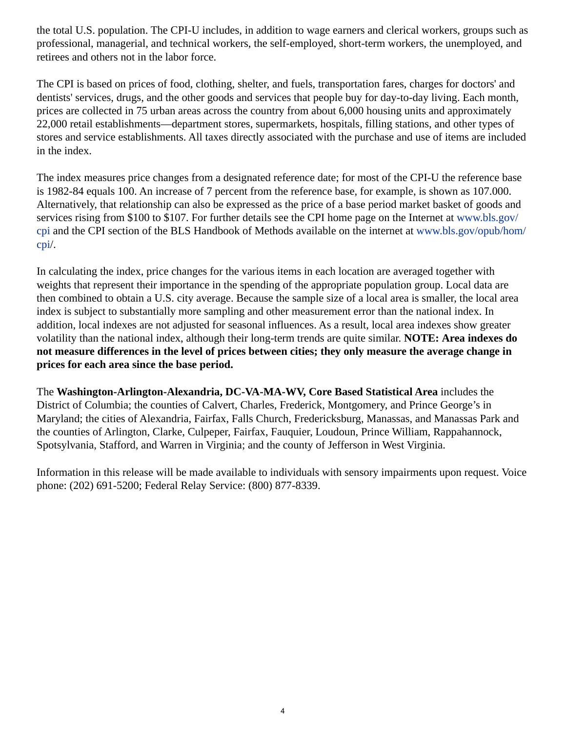the total U.S. population. The CPI-U includes, in addition to wage earners and clerical workers, groups such as professional, managerial, and technical workers, the self-employed, short-term workers, the unemployed, and retirees and others not in the labor force.

The CPI is based on prices of food, clothing, shelter, and fuels, transportation fares, charges for doctors' and dentists' services, drugs, and the other goods and services that people buy for day-to-day living. Each month, prices are collected in 75 urban areas across the country from about 6,000 housing units and approximately 22,000 retail establishments—department stores, supermarkets, hospitals, filling stations, and other types of stores and service establishments. All taxes directly associated with the purchase and use of items are included in the index.

The index measures price changes from a designated reference date; for most of the CPI-U the reference base is 1982-84 equals 100. An increase of 7 percent from the reference base, for example, is shown as 107.000. Alternatively, that relationship can also be expressed as the price of a base period market basket of goods and services rising from $100 to $107. For further details see the CPI home page on the Internet at www.bls.gov/cpi and the CPI section of the BLS Handbook of Methods available on the internet at www.bls.gov/opub/hom/cpi/.

In calculating the index, price changes for the various items in each location are averaged together with weights that represent their importance in the spending of the appropriate population group. Local data are then combined to obtain a U.S. city average. Because the sample size of a local area is smaller, the local area index is subject to substantially more sampling and other measurement error than the national index. In addition, local indexes are not adjusted for seasonal influences. As a result, local area indexes show greater volatility than the national index, although their long-term trends are quite similar. **NOTE: Area indexes do not measure differences in the level of prices between cities; they only measure the average change in prices for each area since the base period.**

The **Washington-Arlington-Alexandria, DC-VA-MA-WV, Core Based Statistical Area** includes the District of Columbia; the counties of Calvert, Charles, Frederick, Montgomery, and Prince George's in Maryland; the cities of Alexandria, Fairfax, Falls Church, Fredericksburg, Manassas, and Manassas Park and the counties of Arlington, Clarke, Culpeper, Fairfax, Fauquier, Loudoun, Prince William, Rappahannock, Spotsylvania, Stafford, and Warren in Virginia; and the county of Jefferson in West Virginia.

Information in this release will be made available to individuals with sensory impairments upon request. Voice phone: (202) 691-5200; Federal Relay Service: (800) 877-8339.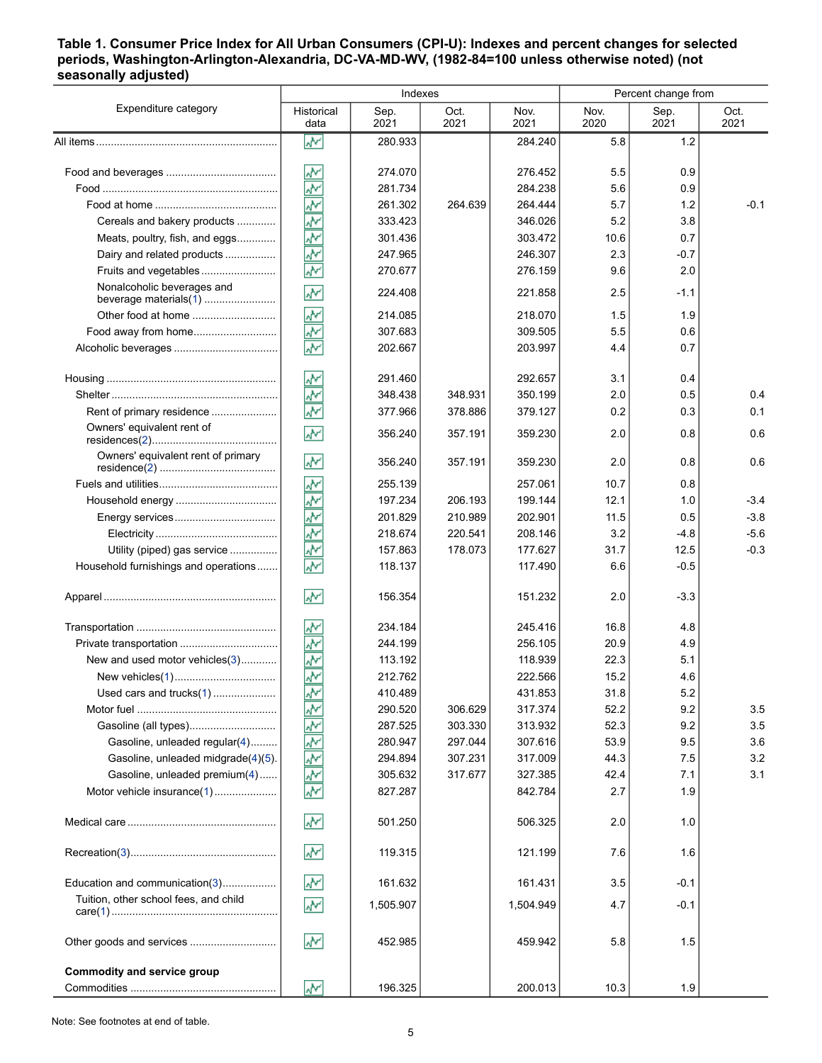**Table 1. Consumer Price Index for All Urban Consumers (CPI-U): Indexes and percent changes for selected periods, Washington-Arlington-Alexandria, DC-VA-MD-WV, (1982-84=100 unless otherwise noted) (not seasonally adjusted)**

| Expenditure category | Indexes | | | | Percent change from | | |
|---|---|---|---|---|---|---|---|
| | Historical data | Sep. 2021 | Oct. 2021 | Nov. 2021 | Nov. 2020 | Sep. 2021 | Oct. 2021 |
| All items | | 280.933 | | 284.240 | 5.8 | 1.2 | |
| Food and beverages | | 274.070 | | 276.452 | 5.5 | 0.9 | |
| Food | | 281.734 | | 284.238 | 5.6 | 0.9 | |
| Food at home | | 261.302 | 264.639 | 264.444 | 5.7 | 1.2 | -0.1 |
| Cereals and bakery products | | 333.423 | | 346.026 | 5.2 | 3.8 | |
| Meats, poultry, fish, and eggs | | 301.436 | | 303.472 | 10.6 | 0.7 | |
| Dairy and related products | | 247.965 | | 246.307 | 2.3 | -0.7 | |
| Fruits and vegetables | | 270.677 | | 276.159 | 9.6 | 2.0 | |
| Nonalcoholic beverages and beverage materials(1) | | 224.408 | | 221.858 | 2.5 | -1.1 | |
| Other food at home | | 214.085 | | 218.070 | 1.5 | 1.9 | |
| Food away from home | | 307.683 | | 309.505 | 5.5 | 0.6 | |
| Alcoholic beverages | | 202.667 | | 203.997 | 4.4 | 0.7 | |
| Housing | | 291.460 | | 292.657 | 3.1 | 0.4 | |
| Shelter | | 348.438 | 348.931 | 350.199 | 2.0 | 0.5 | 0.4 |
| Rent of primary residence | | 377.966 | 378.886 | 379.127 | 0.2 | 0.3 | 0.1 |
| Owners' equivalent rent of residences(2) | | 356.240 | 357.191 | 359.230 | 2.0 | 0.8 | 0.6 |
| Owners' equivalent rent of primary residence(2) | | 356.240 | 357.191 | 359.230 | 2.0 | 0.8 | 0.6 |
| Fuels and utilities | | 255.139 | | 257.061 | 10.7 | 0.8 | |
| Household energy | | 197.234 | 206.193 | 199.144 | 12.1 | 1.0 | -3.4 |
| Energy services | | 201.829 | 210.989 | 202.901 | 11.5 | 0.5 | -3.8 |
| Electricity | | 218.674 | 220.541 | 208.146 | 3.2 | -4.8 | -5.6 |
| Utility (piped) gas service | | 157.863 | 178.073 | 177.627 | 31.7 | 12.5 | -0.3 |
| Household furnishings and operations | | 118.137 | | 117.490 | 6.6 | -0.5 | |
| Apparel | | 156.354 | | 151.232 | 2.0 | -3.3 | |
| Transportation | | 234.184 | | 245.416 | 16.8 | 4.8 | |
| Private transportation | | 244.199 | | 256.105 | 20.9 | 4.9 | |
| New and used motor vehicles(3) | | 113.192 | | 118.939 | 22.3 | 5.1 | |
| New vehicles(1) | | 212.762 | | 222.566 | 15.2 | 4.6 | |
| Used cars and trucks(1) | | 410.489 | | 431.853 | 31.8 | 5.2 | |
| Motor fuel | | 290.520 | 306.629 | 317.374 | 52.2 | 9.2 | 3.5 |
| Gasoline (all types) | | 287.525 | 303.330 | 313.932 | 52.3 | 9.2 | 3.5 |
| Gasoline, unleaded regular(4) | | 280.947 | 297.044 | 307.616 | 53.9 | 9.5 | 3.6 |
| Gasoline, unleaded midgrade(4)(5) | | 294.894 | 307.231 | 317.009 | 44.3 | 7.5 | 3.2 |
| Gasoline, unleaded premium(4) | | 305.632 | 317.677 | 327.385 | 42.4 | 7.1 | 3.1 |
| Motor vehicle insurance(1) | | 827.287 | | 842.784 | 2.7 | 1.9 | |
| Medical care | | 501.250 | | 506.325 | 2.0 | 1.0 | |
| Recreation(3) | | 119.315 | | 121.199 | 7.6 | 1.6 | |
| Education and communication(3) | | 161.632 | | 161.431 | 3.5 | -0.1 | |
| Tuition, other school fees, and child care(1) | | 1,505.907 | | 1,504.949 | 4.7 | -0.1 | |
| Other goods and services | | 452.985 | | 459.942 | 5.8 | 1.5 | |
| **Commodity and service group** | | | | | | | |
| Commodities | | 196.325 | | 200.013 | 10.3 | 1.9 | |

Note: See footnotes at end of table.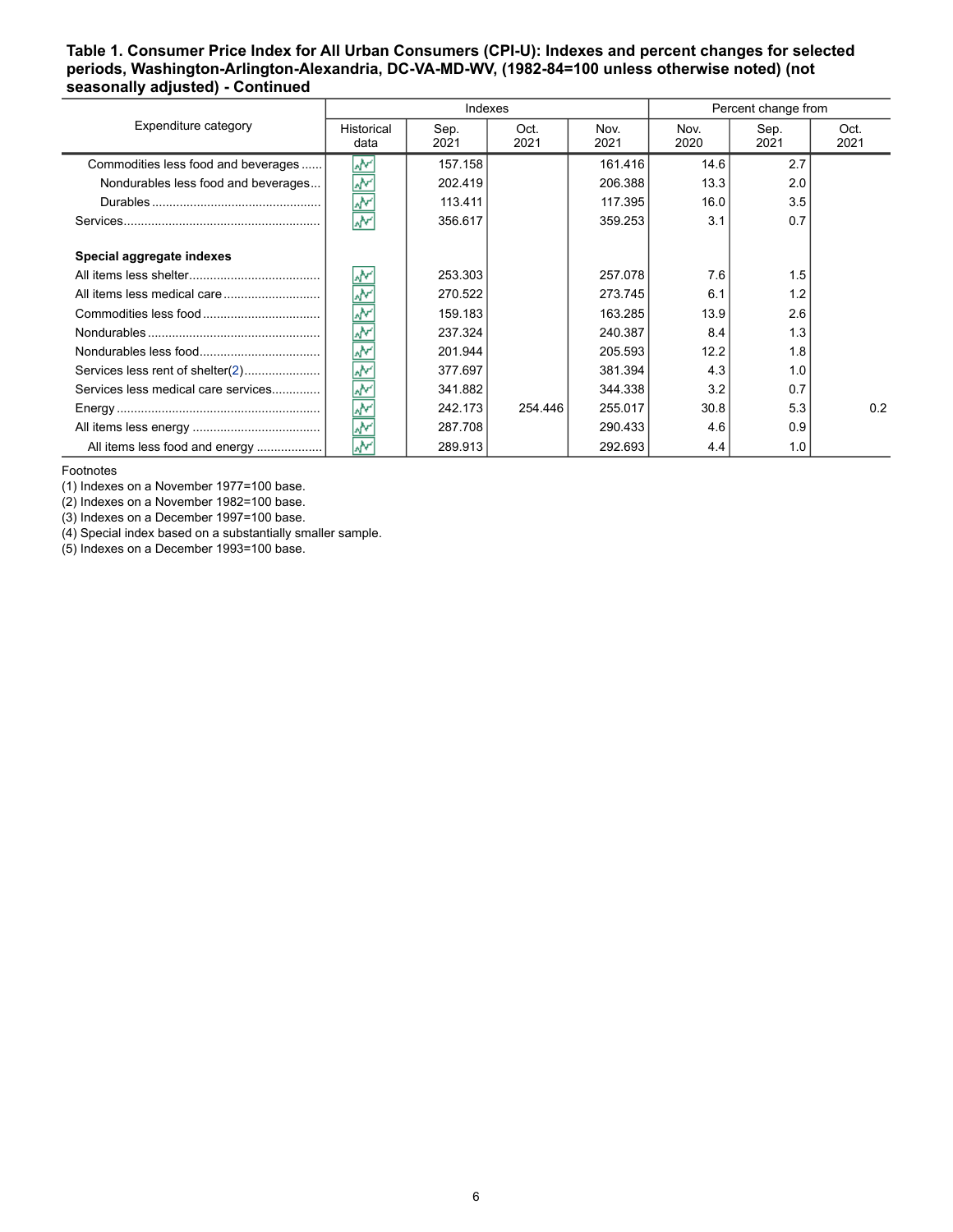**Table 1. Consumer Price Index for All Urban Consumers (CPI-U): Indexes and percent changes for selected periods, Washington-Arlington-Alexandria, DC-VA-MD-WV, (1982-84=100 unless otherwise noted) (not seasonally adjusted) - Continued**

| Expenditure category | Indexes | | | | Percent change from | | |
|---|---|---|---|---|---|---|---|
| | Historical data | Sep. 2021 | Oct. 2021 | Nov. 2021 | Nov. 2020 | Sep. 2021 | Oct. 2021 |
| Commodities less food and beverages | | 157.158 | | 161.416 | 14.6 | 2.7 | |
| Nondurables less food and beverages | | 202.419 | | 206.388 | 13.3 | 2.0 | |
| Durables | | 113.411 | | 117.395 | 16.0 | 3.5 | |
| Services | | 356.617 | | 359.253 | 3.1 | 0.7 | |
| **Special aggregate indexes** | | | | | | | |
| All items less shelter | | 253.303 | | 257.078 | 7.6 | 1.5 | |
| All items less medical care | | 270.522 | | 273.745 | 6.1 | 1.2 | |
| Commodities less food | | 159.183 | | 163.285 | 13.9 | 2.6 | |
| Nondurables | | 237.324 | | 240.387 | 8.4 | 1.3 | |
| Nondurables less food | | 201.944 | | 205.593 | 12.2 | 1.8 | |
| Services less rent of shelter(2) | | 377.697 | | 381.394 | 4.3 | 1.0 | |
| Services less medical care services | | 341.882 | | 344.338 | 3.2 | 0.7 | |
| Energy | | 242.173 | 254.446 | 255.017 | 30.8 | 5.3 | 0.2 |
| All items less energy | | 287.708 | | 290.433 | 4.6 | 0.9 | |
| All items less food and energy | | 289.913 | | 292.693 | 4.4 | 1.0 | |

Footnotes

(1) Indexes on a November 1977=100 base.
(2) Indexes on a November 1982=100 base.
(3) Indexes on a December 1997=100 base.
(4) Special index based on a substantially smaller sample.
(5) Indexes on a December 1993=100 base.